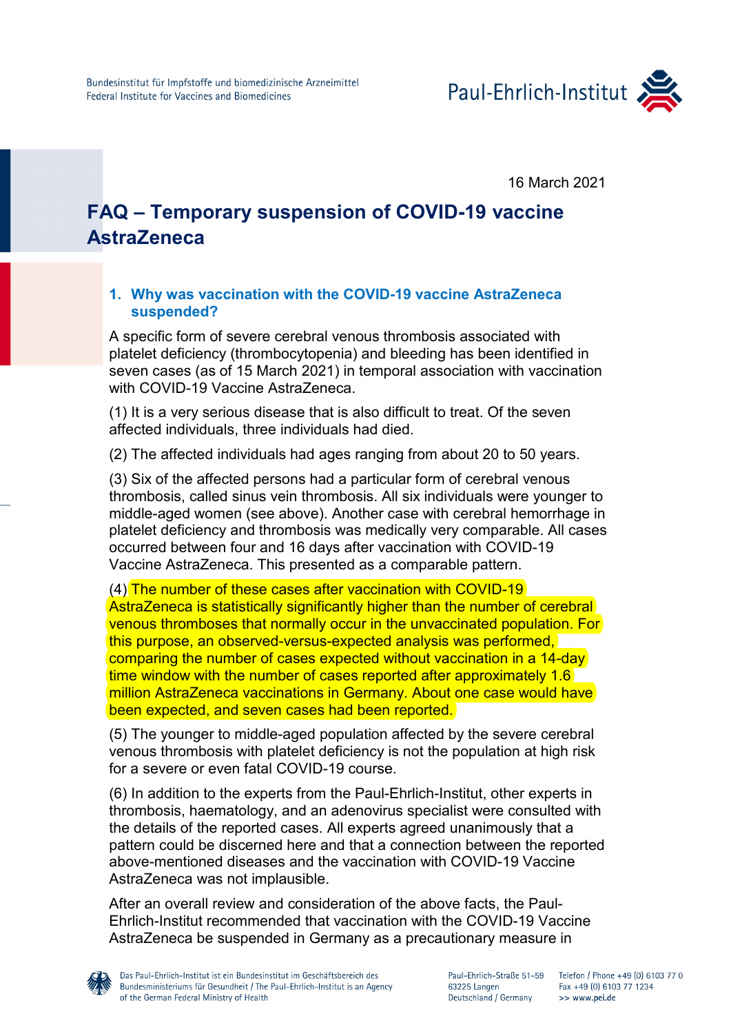16 March 2021

# FAQ – Temporary suspension of COVID-19 vaccine AstraZeneca

## 1. Why was vaccination with the COVID-19 vaccine AstraZeneca suspended?

A specific form of severe cerebral venous thrombosis associated with platelet deficiency (thrombocytopenia) and bleeding has been identified in seven cases (as of 15 March 2021) in temporal association with vaccination with COVID-19 Vaccine AstraZeneca.

(1) It is a very serious disease that is also difficult to treat. Of the seven affected individuals, three individuals had died.

(2) The affected individuals had ages ranging from about 20 to 50 years.

(3) Six of the affected persons had a particular form of cerebral venous thrombosis, called sinus vein thrombosis. All six individuals were younger to middle-aged women (see above). Another case with cerebral hemorrhage in platelet deficiency and thrombosis was medically very comparable. All cases occurred between four and 16 days after vaccination with COVID-19 Vaccine AstraZeneca. This presented as a comparable pattern.

(4) The number of these cases after vaccination with COVID-19 AstraZeneca is statistically significantly higher than the number of cerebral venous thromboses that normally occur in the unvaccinated population. For this purpose, an observed-versus-expected analysis was performed, comparing the number of cases expected without vaccination in a 14-day time window with the number of cases reported after approximately 1.6 million AstraZeneca vaccinations in Germany. About one case would have been expected, and seven cases had been reported.

(5) The younger to middle-aged population affected by the severe cerebral venous thrombosis with platelet deficiency is not the population at high risk for a severe or even fatal COVID-19 course.

(6) In addition to the experts from the Paul-Ehrlich-Institut, other experts in thrombosis, haematology, and an adenovirus specialist were consulted with the details of the reported cases. All experts agreed unanimously that a pattern could be discerned here and that a connection between the reported above-mentioned diseases and the vaccination with COVID-19 Vaccine AstraZeneca was not implausible.

After an overall review and consideration of the above facts, the Paul-Ehrlich-Institut recommended that vaccination with the COVID-19 Vaccine AstraZeneca be suspended in Germany as a precautionary measure in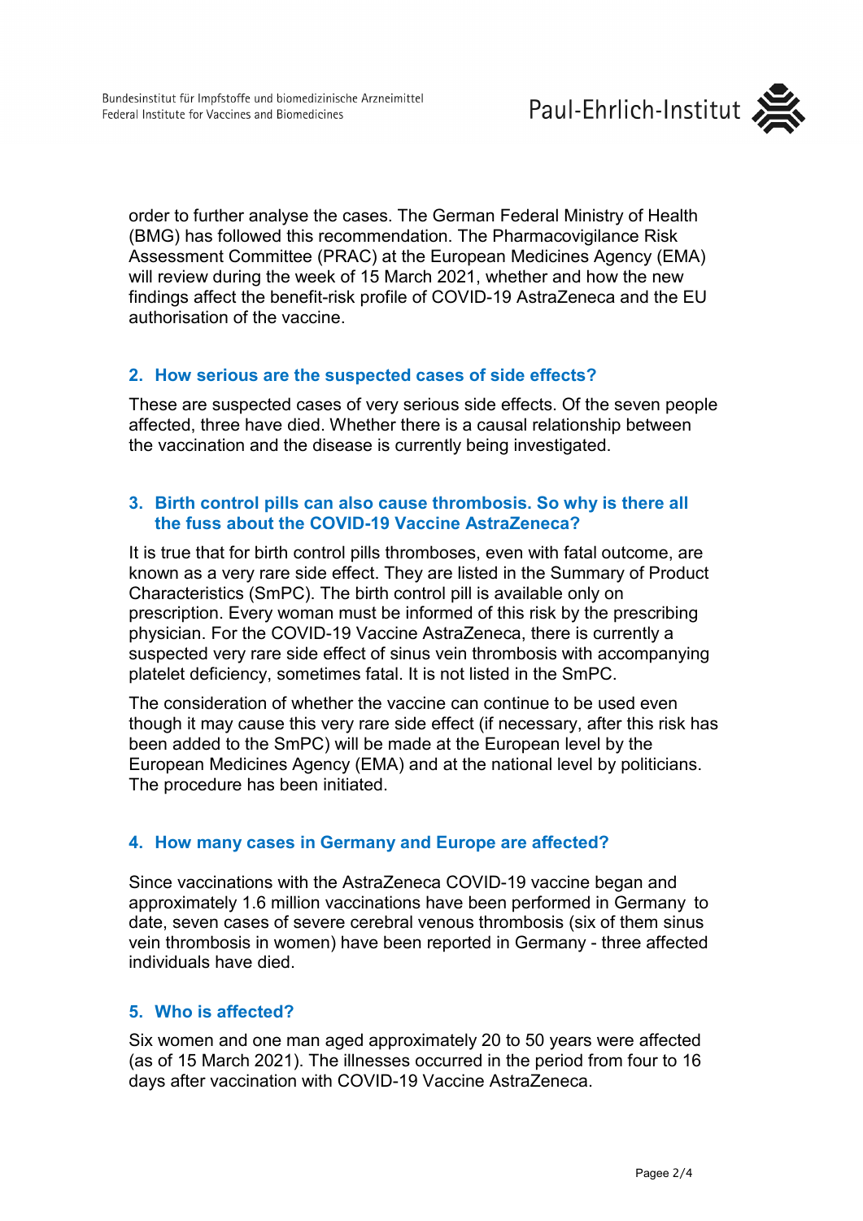order to further analyse the cases. The German Federal Ministry of Health (BMG) has followed this recommendation. The Pharmacovigilance Risk Assessment Committee (PRAC) at the European Medicines Agency (EMA) will review during the week of 15 March 2021, whether and how the new findings affect the benefit-risk profile of COVID-19 AstraZeneca and the EU authorisation of the vaccine.

## 2. How serious are the suspected cases of side effects?

These are suspected cases of very serious side effects. Of the seven people affected, three have died. Whether there is a causal relationship between the vaccination and the disease is currently being investigated.

## 3. Birth control pills can also cause thrombosis. So why is there all the fuss about the COVID-19 Vaccine AstraZeneca?

It is true that for birth control pills thromboses, even with fatal outcome, are known as a very rare side effect. They are listed in the Summary of Product Characteristics (SmPC). The birth control pill is available only on prescription. Every woman must be informed of this risk by the prescribing physician. For the COVID-19 Vaccine AstraZeneca, there is currently a suspected very rare side effect of sinus vein thrombosis with accompanying platelet deficiency, sometimes fatal. It is not listed in the SmPC.

The consideration of whether the vaccine can continue to be used even though it may cause this very rare side effect (if necessary, after this risk has been added to the SmPC) will be made at the European level by the European Medicines Agency (EMA) and at the national level by politicians. The procedure has been initiated.

## 4. How many cases in Germany and Europe are affected?

Since vaccinations with the AstraZeneca COVID-19 vaccine began and approximately 1.6 million vaccinations have been performed in Germany to date, seven cases of severe cerebral venous thrombosis (six of them sinus vein thrombosis in women) have been reported in Germany - three affected individuals have died.

## 5. Who is affected?

Six women and one man aged approximately 20 to 50 years were affected (as of 15 March 2021). The illnesses occurred in the period from four to 16 days after vaccination with COVID-19 Vaccine AstraZeneca.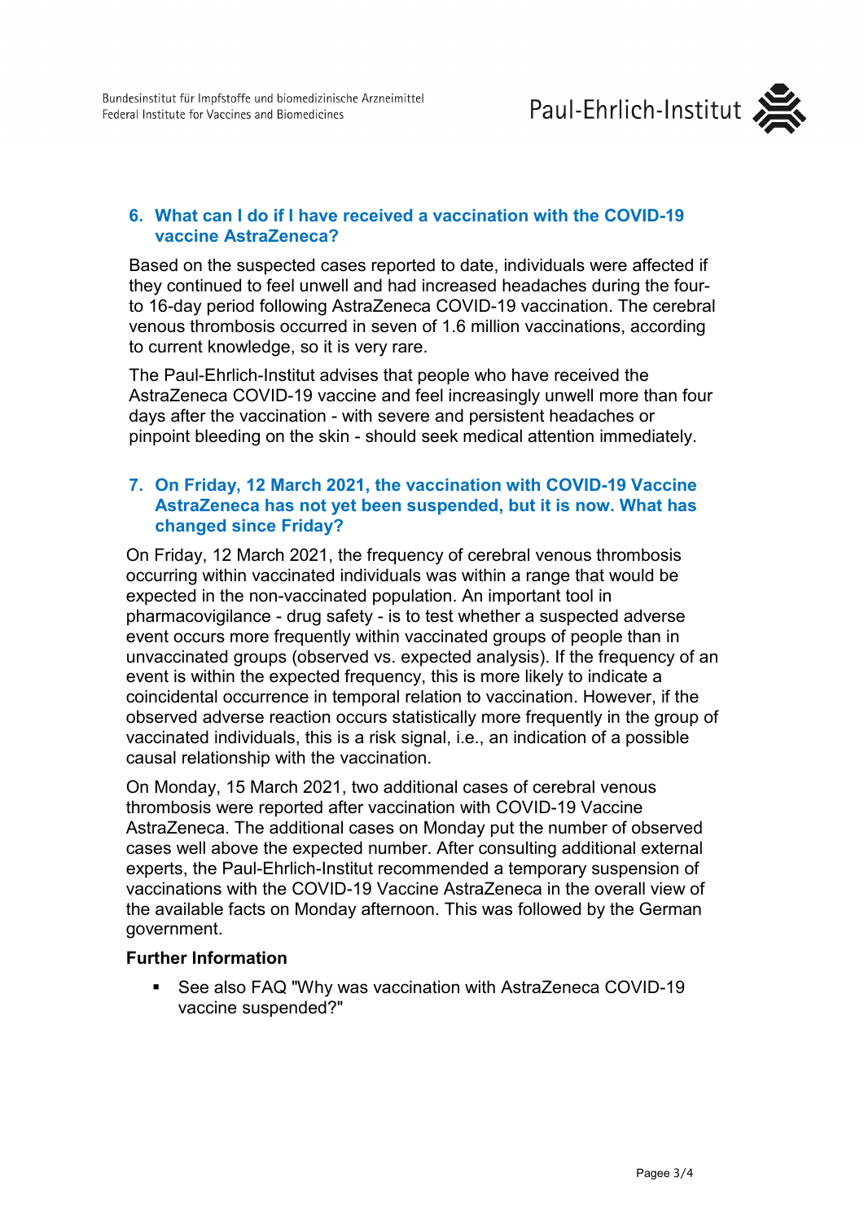## 6. What can I do if I have received a vaccination with the COVID-19 vaccine AstraZeneca?

Based on the suspected cases reported to date, individuals were affected if they continued to feel unwell and had increased headaches during the four- to 16-day period following AstraZeneca COVID-19 vaccination. The cerebral venous thrombosis occurred in seven of 1.6 million vaccinations, according to current knowledge, so it is very rare.

The Paul-Ehrlich-Institut advises that people who have received the AstraZeneca COVID-19 vaccine and feel increasingly unwell more than four days after the vaccination - with severe and persistent headaches or pinpoint bleeding on the skin - should seek medical attention immediately.

## 7. On Friday, 12 March 2021, the vaccination with COVID-19 Vaccine AstraZeneca has not yet been suspended, but it is now. What has changed since Friday?

On Friday, 12 March 2021, the frequency of cerebral venous thrombosis occurring within vaccinated individuals was within a range that would be expected in the non-vaccinated population. An important tool in pharmacovigilance - drug safety - is to test whether a suspected adverse event occurs more frequently within vaccinated groups of people than in unvaccinated groups (observed vs. expected analysis). If the frequency of an event is within the expected frequency, this is more likely to indicate a coincidental occurrence in temporal relation to vaccination. However, if the observed adverse reaction occurs statistically more frequently in the group of vaccinated individuals, this is a risk signal, i.e., an indication of a possible causal relationship with the vaccination.

On Monday, 15 March 2021, two additional cases of cerebral venous thrombosis were reported after vaccination with COVID-19 Vaccine AstraZeneca. The additional cases on Monday put the number of observed cases well above the expected number. After consulting additional external experts, the Paul-Ehrlich-Institut recommended a temporary suspension of vaccinations with the COVID-19 Vaccine AstraZeneca in the overall view of the available facts on Monday afternoon. This was followed by the German government.

**Further Information**

- See also FAQ "Why was vaccination with AstraZeneca COVID-19 vaccine suspended?"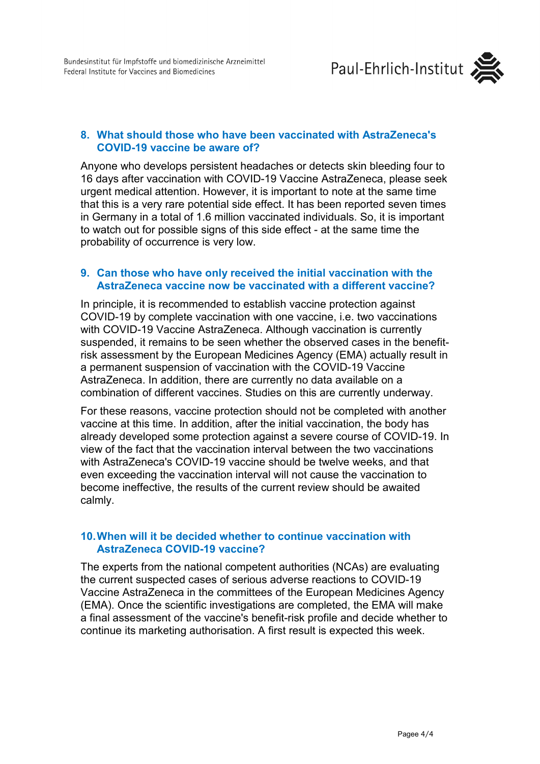## 8. What should those who have been vaccinated with AstraZeneca's COVID-19 vaccine be aware of?

Anyone who develops persistent headaches or detects skin bleeding four to 16 days after vaccination with COVID-19 Vaccine AstraZeneca, please seek urgent medical attention. However, it is important to note at the same time that this is a very rare potential side effect. It has been reported seven times in Germany in a total of 1.6 million vaccinated individuals. So, it is important to watch out for possible signs of this side effect - at the same time the probability of occurrence is very low.

## 9. Can those who have only received the initial vaccination with the AstraZeneca vaccine now be vaccinated with a different vaccine?

In principle, it is recommended to establish vaccine protection against COVID-19 by complete vaccination with one vaccine, i.e. two vaccinations with COVID-19 Vaccine AstraZeneca. Although vaccination is currently suspended, it remains to be seen whether the observed cases in the benefit-risk assessment by the European Medicines Agency (EMA) actually result in a permanent suspension of vaccination with the COVID-19 Vaccine AstraZeneca. In addition, there are currently no data available on a combination of different vaccines. Studies on this are currently underway.

For these reasons, vaccine protection should not be completed with another vaccine at this time. In addition, after the initial vaccination, the body has already developed some protection against a severe course of COVID-19. In view of the fact that the vaccination interval between the two vaccinations with AstraZeneca's COVID-19 vaccine should be twelve weeks, and that even exceeding the vaccination interval will not cause the vaccination to become ineffective, the results of the current review should be awaited calmly.

## 10. When will it be decided whether to continue vaccination with AstraZeneca COVID-19 vaccine?

The experts from the national competent authorities (NCAs) are evaluating the current suspected cases of serious adverse reactions to COVID-19 Vaccine AstraZeneca in the committees of the European Medicines Agency (EMA). Once the scientific investigations are completed, the EMA will make a final assessment of the vaccine's benefit-risk profile and decide whether to continue its marketing authorisation. A first result is expected this week.